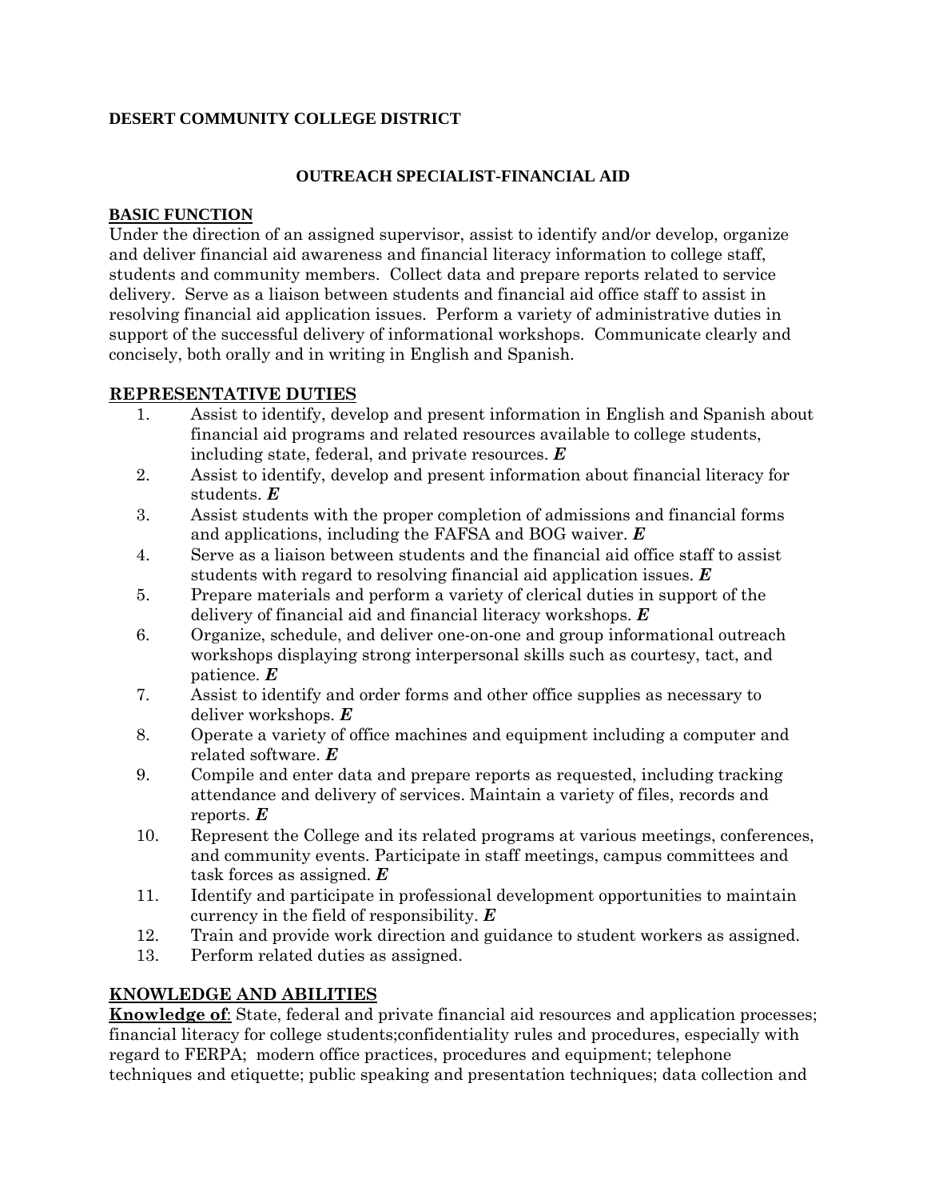**DESERT COMMUNITY COLLEGE DISTRICT**

**OUTREACH SPECIALIST-FINANCIAL AID**

## BASIC FUNCTION

Under the direction of an assigned supervisor, assist to identify and/or develop, organize and deliver financial aid awareness and financial literacy information to college staff, students and community members. Collect data and prepare reports related to service delivery. Serve as a liaison between students and financial aid office staff to assist in resolving financial aid application issues. Perform a variety of administrative duties in support of the successful delivery of informational workshops. Communicate clearly and concisely, both orally and in writing in English and Spanish.

## REPRESENTATIVE DUTIES

1. Assist to identify, develop and present information in English and Spanish about financial aid programs and related resources available to college students, including state, federal, and private resources. ***E***
2. Assist to identify, develop and present information about financial literacy for students. ***E***
3. Assist students with the proper completion of admissions and financial forms and applications, including the FAFSA and BOG waiver. ***E***
4. Serve as a liaison between students and the financial aid office staff to assist students with regard to resolving financial aid application issues. ***E***
5. Prepare materials and perform a variety of clerical duties in support of the delivery of financial aid and financial literacy workshops. ***E***
6. Organize, schedule, and deliver one-on-one and group informational outreach workshops displaying strong interpersonal skills such as courtesy, tact, and patience. ***E***
7. Assist to identify and order forms and other office supplies as necessary to deliver workshops. ***E***
8. Operate a variety of office machines and equipment including a computer and related software. ***E***
9. Compile and enter data and prepare reports as requested, including tracking attendance and delivery of services. Maintain a variety of files, records and reports. ***E***
10. Represent the College and its related programs at various meetings, conferences, and community events. Participate in staff meetings, campus committees and task forces as assigned. ***E***
11. Identify and participate in professional development opportunities to maintain currency in the field of responsibility. ***E***
12. Train and provide work direction and guidance to student workers as assigned.
13. Perform related duties as assigned.

## KNOWLEDGE AND ABILITIES

**Knowledge of**: State, federal and private financial aid resources and application processes; financial literacy for college students;confidentiality rules and procedures, especially with regard to FERPA; modern office practices, procedures and equipment; telephone techniques and etiquette; public speaking and presentation techniques; data collection and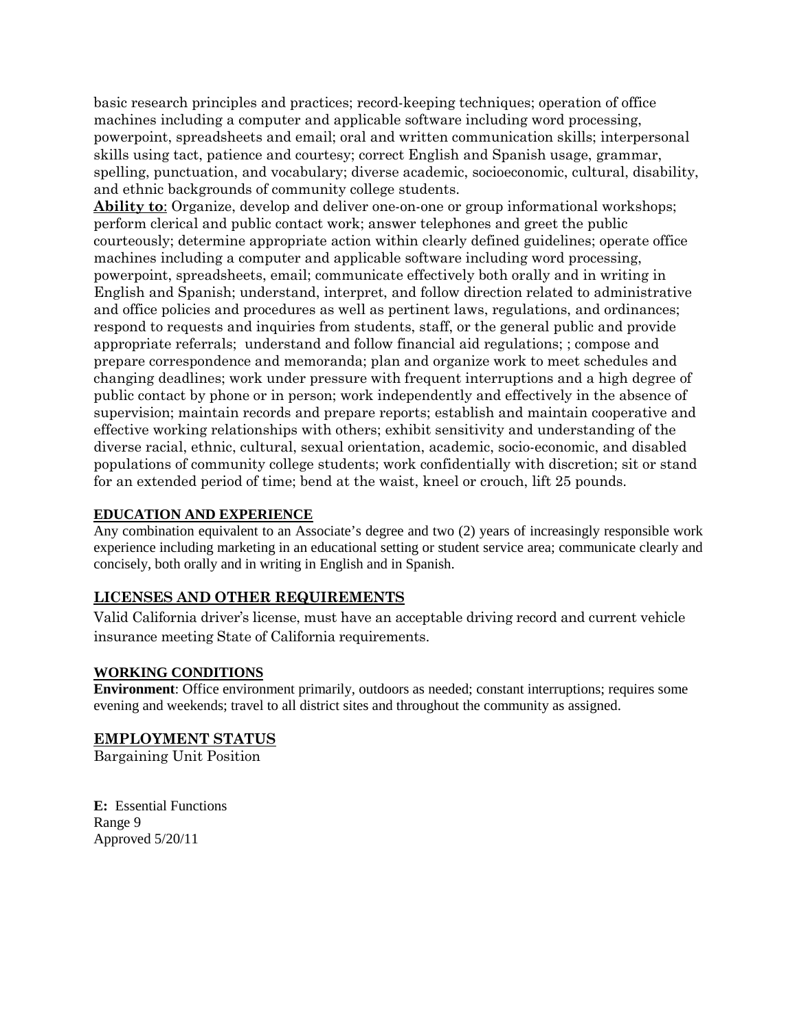basic research principles and practices; record-keeping techniques; operation of office machines including a computer and applicable software including word processing, powerpoint, spreadsheets and email; oral and written communication skills; interpersonal skills using tact, patience and courtesy; correct English and Spanish usage, grammar, spelling, punctuation, and vocabulary; diverse academic, socioeconomic, cultural, disability, and ethnic backgrounds of community college students.

**Ability to**: Organize, develop and deliver one-on-one or group informational workshops; perform clerical and public contact work; answer telephones and greet the public courteously; determine appropriate action within clearly defined guidelines; operate office machines including a computer and applicable software including word processing, powerpoint, spreadsheets, email; communicate effectively both orally and in writing in English and Spanish; understand, interpret, and follow direction related to administrative and office policies and procedures as well as pertinent laws, regulations, and ordinances; respond to requests and inquiries from students, staff, or the general public and provide appropriate referrals; understand and follow financial aid regulations; ; compose and prepare correspondence and memoranda; plan and organize work to meet schedules and changing deadlines; work under pressure with frequent interruptions and a high degree of public contact by phone or in person; work independently and effectively in the absence of supervision; maintain records and prepare reports; establish and maintain cooperative and effective working relationships with others; exhibit sensitivity and understanding of the diverse racial, ethnic, cultural, sexual orientation, academic, socio-economic, and disabled populations of community college students; work confidentially with discretion; sit or stand for an extended period of time; bend at the waist, kneel or crouch, lift 25 pounds.

## EDUCATION AND EXPERIENCE

Any combination equivalent to an Associate's degree and two (2) years of increasingly responsible work experience including marketing in an educational setting or student service area; communicate clearly and concisely, both orally and in writing in English and in Spanish.

## LICENSES AND OTHER REQUIREMENTS

Valid California driver's license, must have an acceptable driving record and current vehicle insurance meeting State of California requirements.

## WORKING CONDITIONS

**Environment**: Office environment primarily, outdoors as needed; constant interruptions; requires some evening and weekends; travel to all district sites and throughout the community as assigned.

## EMPLOYMENT STATUS

Bargaining Unit Position

**E:** Essential Functions
Range 9
Approved 5/20/11